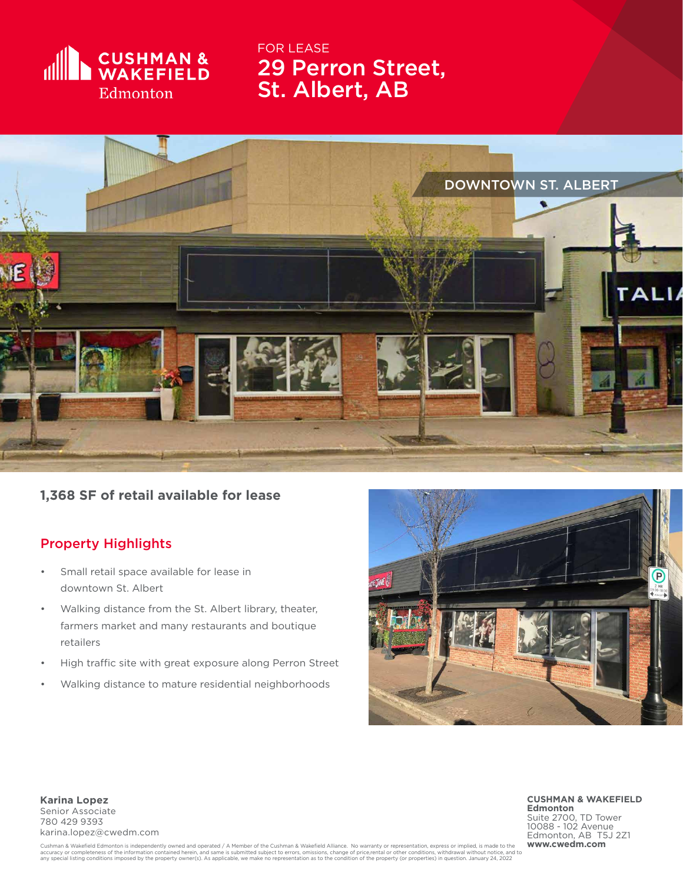CUSHMAN & WAKEFIELD
Edmonton

FOR LEASE

# 29 Perron Street, St. Albert, AB

DOWNTOWN ST. ALBERT

**1,368 SF of retail available for lease**

## Property Highlights

- Small retail space available for lease in downtown St. Albert
- Walking distance from the St. Albert library, theater, farmers market and many restaurants and boutique retailers
- High traffic site with great exposure along Perron Street
- Walking distance to mature residential neighborhoods

**Karina Lopez**
Senior Associate
780 429 9393
karina.lopez@cwedm.com

**CUSHMAN & WAKEFIELD Edmonton**
Suite 2700, TD Tower
10088 - 102 Avenue
Edmonton, AB T5J 2Z1
**www.cwedm.com**

Cushman & Wakefield Edmonton is independently owned and operated / A Member of the Cushman & Wakefield Alliance. No warranty or representation, express or implied, is made to the accuracy or completeness of the information contained herein, and same is submitted subject to errors, omissions, change of price,rental or other conditions, withdrawal without notice, and to any special listing conditions imposed by the property owner(s). As applicable, we make no representation as to the condition of the property (or properties) in question. January 24, 2022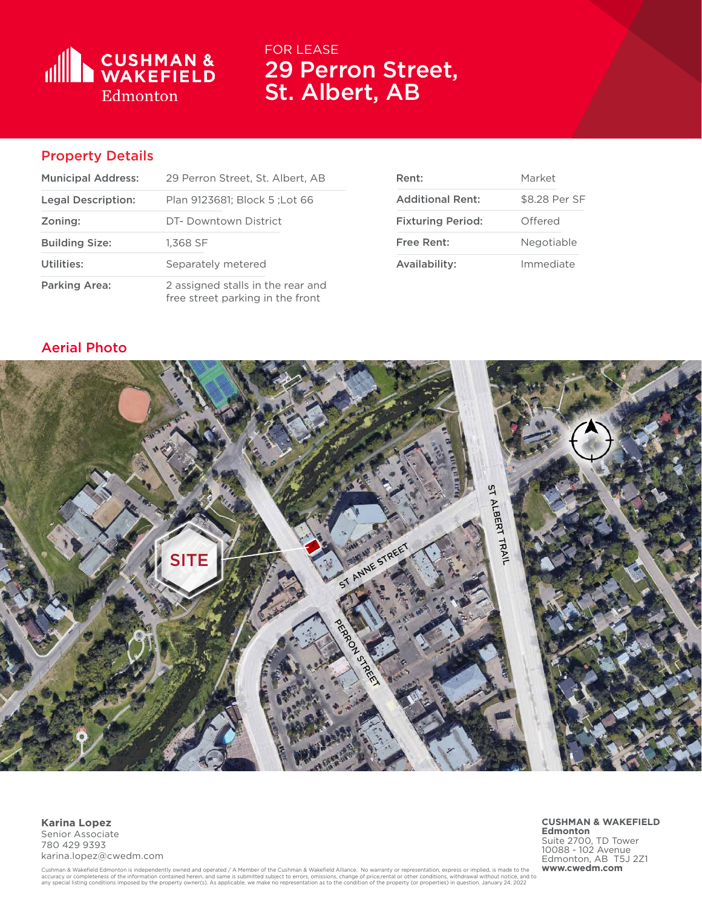FOR LEASE

# 29 Perron Street, St. Albert, AB

## Property Details

| | |
|---|---|
| **Municipal Address:** | 29 Perron Street, St. Albert, AB |
| **Legal Description:** | Plan 9123681; Block 5 ;Lot 66 |
| **Zoning:** | DT- Downtown District |
| **Building Size:** | 1,368 SF |
| **Utilities:** | Separately metered |
| **Parking Area:** | 2 assigned stalls in the rear and free street parking in the front |

| | |
|---|---|
| **Rent:** | Market |
| **Additional Rent:** | $8.28 Per SF |
| **Fixturing Period:** | Offered |
| **Free Rent:** | Negotiable |
| **Availability:** | Immediate |

## Aerial Photo

SITE

ST ANNE STREET

ST ALBERT TRAIL

PERRON STREET

**Karina Lopez**
Senior Associate
780 429 9393
karina.lopez@cwedm.com

**CUSHMAN & WAKEFIELD Edmonton**
Suite 2700, TD Tower
10088 - 102 Avenue
Edmonton, AB T5J 2Z1
**www.cwedm.com**

Cushman & Wakefield Edmonton is independently owned and operated / A Member of the Cushman & Wakefield Alliance. No warranty or representation, express or implied, is made to the accuracy or completeness of the information contained herein, and same is submitted subject to errors, omissions, change of price,rental or other conditions, withdrawal without notice, and to any special listing conditions imposed by the property owner(s). As applicable, we make no representation as to the condition of the property (or properties) in question. January 24, 2022